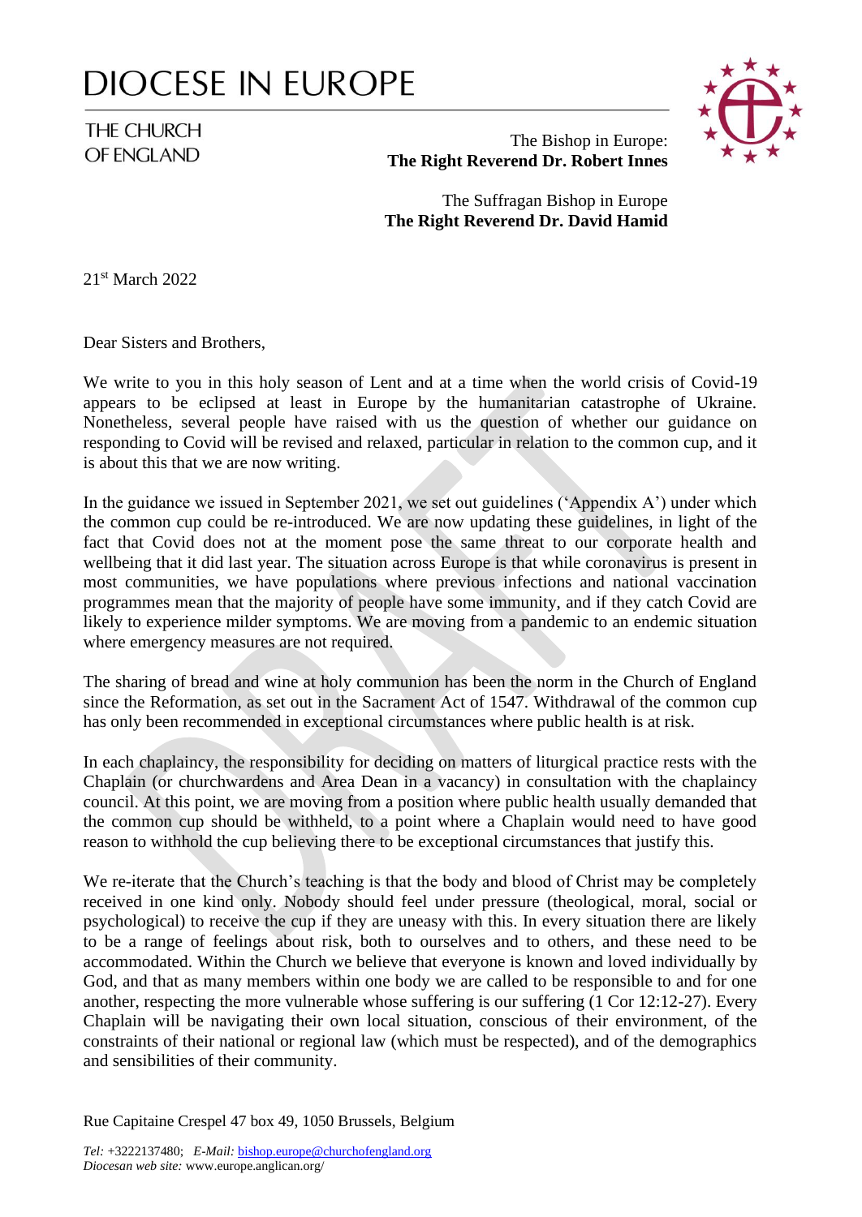# DIOCESE IN EUROPE

THE CHURCH OF ENGLAND

The Bishop in Europe:
**The Right Reverend Dr. Robert Innes**

The Suffragan Bishop in Europe
**The Right Reverend Dr. David Hamid**

21st March 2022

Dear Sisters and Brothers,

We write to you in this holy season of Lent and at a time when the world crisis of Covid-19 appears to be eclipsed at least in Europe by the humanitarian catastrophe of Ukraine. Nonetheless, several people have raised with us the question of whether our guidance on responding to Covid will be revised and relaxed, particular in relation to the common cup, and it is about this that we are now writing.

In the guidance we issued in September 2021, we set out guidelines ('Appendix A') under which the common cup could be re-introduced. We are now updating these guidelines, in light of the fact that Covid does not at the moment pose the same threat to our corporate health and wellbeing that it did last year. The situation across Europe is that while coronavirus is present in most communities, we have populations where previous infections and national vaccination programmes mean that the majority of people have some immunity, and if they catch Covid are likely to experience milder symptoms. We are moving from a pandemic to an endemic situation where emergency measures are not required.

The sharing of bread and wine at holy communion has been the norm in the Church of England since the Reformation, as set out in the Sacrament Act of 1547. Withdrawal of the common cup has only been recommended in exceptional circumstances where public health is at risk.

In each chaplaincy, the responsibility for deciding on matters of liturgical practice rests with the Chaplain (or churchwardens and Area Dean in a vacancy) in consultation with the chaplaincy council. At this point, we are moving from a position where public health usually demanded that the common cup should be withheld, to a point where a Chaplain would need to have good reason to withhold the cup believing there to be exceptional circumstances that justify this.

We re-iterate that the Church's teaching is that the body and blood of Christ may be completely received in one kind only. Nobody should feel under pressure (theological, moral, social or psychological) to receive the cup if they are uneasy with this. In every situation there are likely to be a range of feelings about risk, both to ourselves and to others, and these need to be accommodated. Within the Church we believe that everyone is known and loved individually by God, and that as many members within one body we are called to be responsible to and for one another, respecting the more vulnerable whose suffering is our suffering (1 Cor 12:12-27). Every Chaplain will be navigating their own local situation, conscious of their environment, of the constraints of their national or regional law (which must be respected), and of the demographics and sensibilities of their community.

Rue Capitaine Crespel 47 box 49, 1050 Brussels, Belgium

*Tel:* +3222137480; *E-Mail:* bishop.europe@churchofengland.org
*Diocesan web site:* www.europe.anglican.org/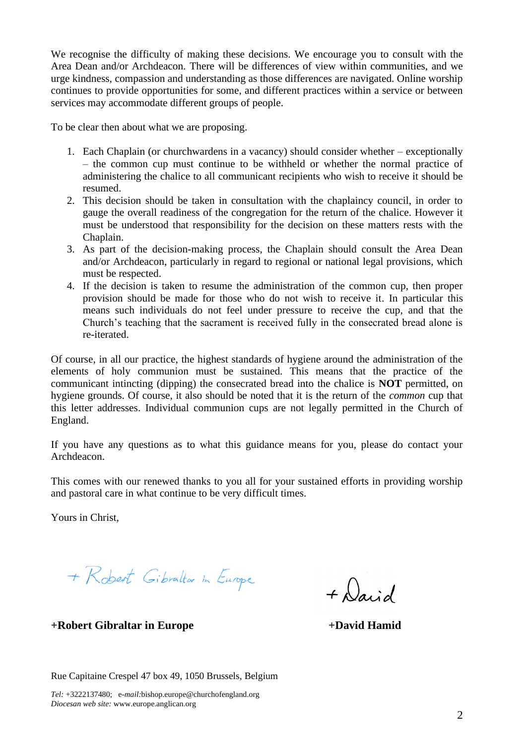We recognise the difficulty of making these decisions. We encourage you to consult with the Area Dean and/or Archdeacon. There will be differences of view within communities, and we urge kindness, compassion and understanding as those differences are navigated. Online worship continues to provide opportunities for some, and different practices within a service or between services may accommodate different groups of people.

To be clear then about what we are proposing.

1. Each Chaplain (or churchwardens in a vacancy) should consider whether – exceptionally – the common cup must continue to be withheld or whether the normal practice of administering the chalice to all communicant recipients who wish to receive it should be resumed.
2. This decision should be taken in consultation with the chaplaincy council, in order to gauge the overall readiness of the congregation for the return of the chalice. However it must be understood that responsibility for the decision on these matters rests with the Chaplain.
3. As part of the decision-making process, the Chaplain should consult the Area Dean and/or Archdeacon, particularly in regard to regional or national legal provisions, which must be respected.
4. If the decision is taken to resume the administration of the common cup, then proper provision should be made for those who do not wish to receive it. In particular this means such individuals do not feel under pressure to receive the cup, and that the Church's teaching that the sacrament is received fully in the consecrated bread alone is re-iterated.

Of course, in all our practice, the highest standards of hygiene around the administration of the elements of holy communion must be sustained. This means that the practice of the communicant intincting (dipping) the consecrated bread into the chalice is **NOT** permitted, on hygiene grounds. Of course, it also should be noted that it is the return of the *common* cup that this letter addresses. Individual communion cups are not legally permitted in the Church of England.

If you have any questions as to what this guidance means for you, please do contact your Archdeacon.

This comes with our renewed thanks to you all for your sustained efforts in providing worship and pastoral care in what continue to be very difficult times.

Yours in Christ,

+ Robert Gibraltar in Europe

+ David

**+Robert Gibraltar in Europe** **+David Hamid**

Rue Capitaine Crespel 47 box 49, 1050 Brussels, Belgium

*Tel:* +3222137480; *e-mail:*bishop.europe@churchofengland.org
*Diocesan web site:* www.europe.anglican.org